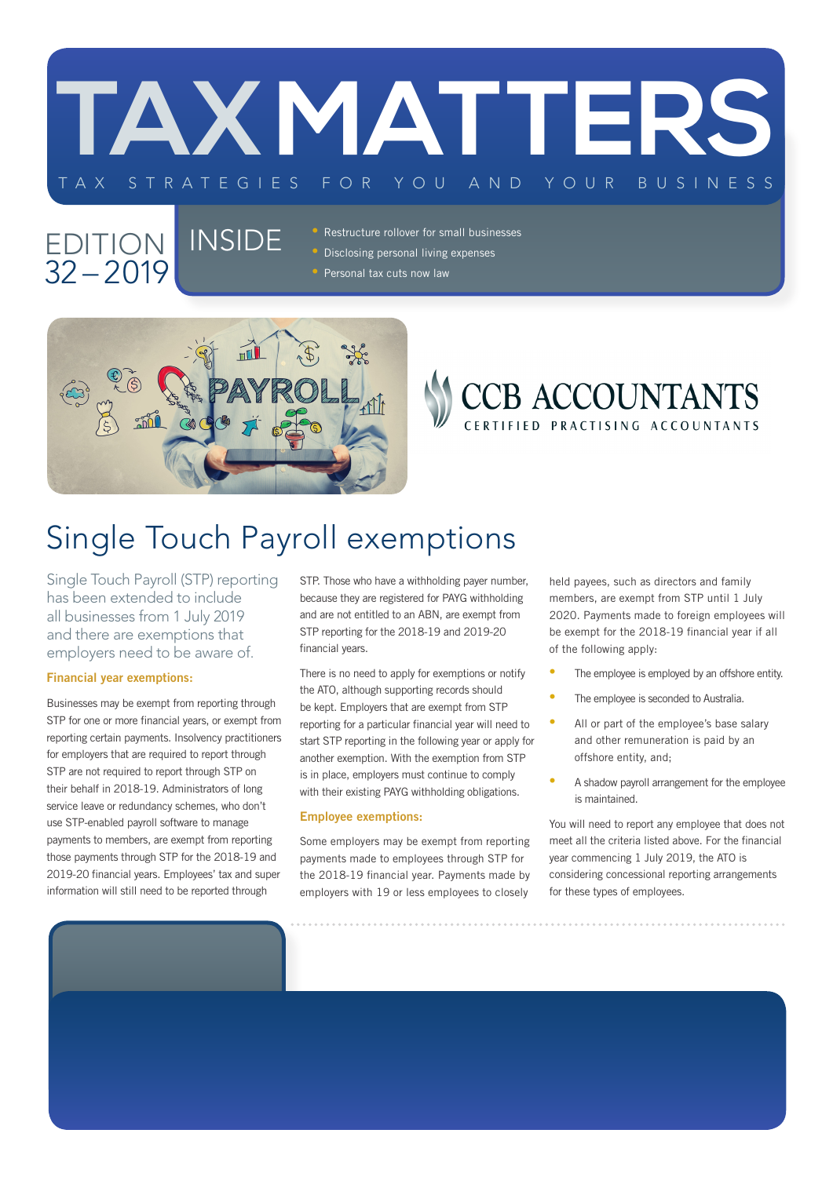# TAX MATTERS

TAX STRATEGIES FOR YOU AND YOUR BUSINESS

EDITION 32 – 2019

## INSIDE

- Restructure rollover for small businesses
- Disclosing personal living expenses
- Personal tax cuts now law

CCB ACCOUNTANTS

CERTIFIED PRACTISING ACCOUNTANTS

# Single Touch Payroll exemptions

Single Touch Payroll (STP) reporting has been extended to include all businesses from 1 July 2019 and there are exemptions that employers need to be aware of.

### Financial year exemptions:

Businesses may be exempt from reporting through STP for one or more financial years, or exempt from reporting certain payments. Insolvency practitioners for employers that are required to report through STP are not required to report through STP on their behalf in 2018-19. Administrators of long service leave or redundancy schemes, who don't use STP-enabled payroll software to manage payments to members, are exempt from reporting those payments through STP for the 2018-19 and 2019-20 financial years. Employees' tax and super information will still need to be reported through STP. Those who have a withholding payer number, because they are registered for PAYG withholding and are not entitled to an ABN, are exempt from STP reporting for the 2018-19 and 2019-20 financial years.

There is no need to apply for exemptions or notify the ATO, although supporting records should be kept. Employers that are exempt from STP reporting for a particular financial year will need to start STP reporting in the following year or apply for another exemption. With the exemption from STP is in place, employers must continue to comply with their existing PAYG withholding obligations.

### Employee exemptions:

Some employers may be exempt from reporting payments made to employees through STP for the 2018-19 financial year. Payments made by employers with 19 or less employees to closely held payees, such as directors and family members, are exempt from STP until 1 July 2020. Payments made to foreign employees will be exempt for the 2018-19 financial year if all of the following apply:

- The employee is employed by an offshore entity.
- The employee is seconded to Australia.
- All or part of the employee's base salary and other remuneration is paid by an offshore entity, and;
- A shadow payroll arrangement for the employee is maintained.

You will need to report any employee that does not meet all the criteria listed above. For the financial year commencing 1 July 2019, the ATO is considering concessional reporting arrangements for these types of employees.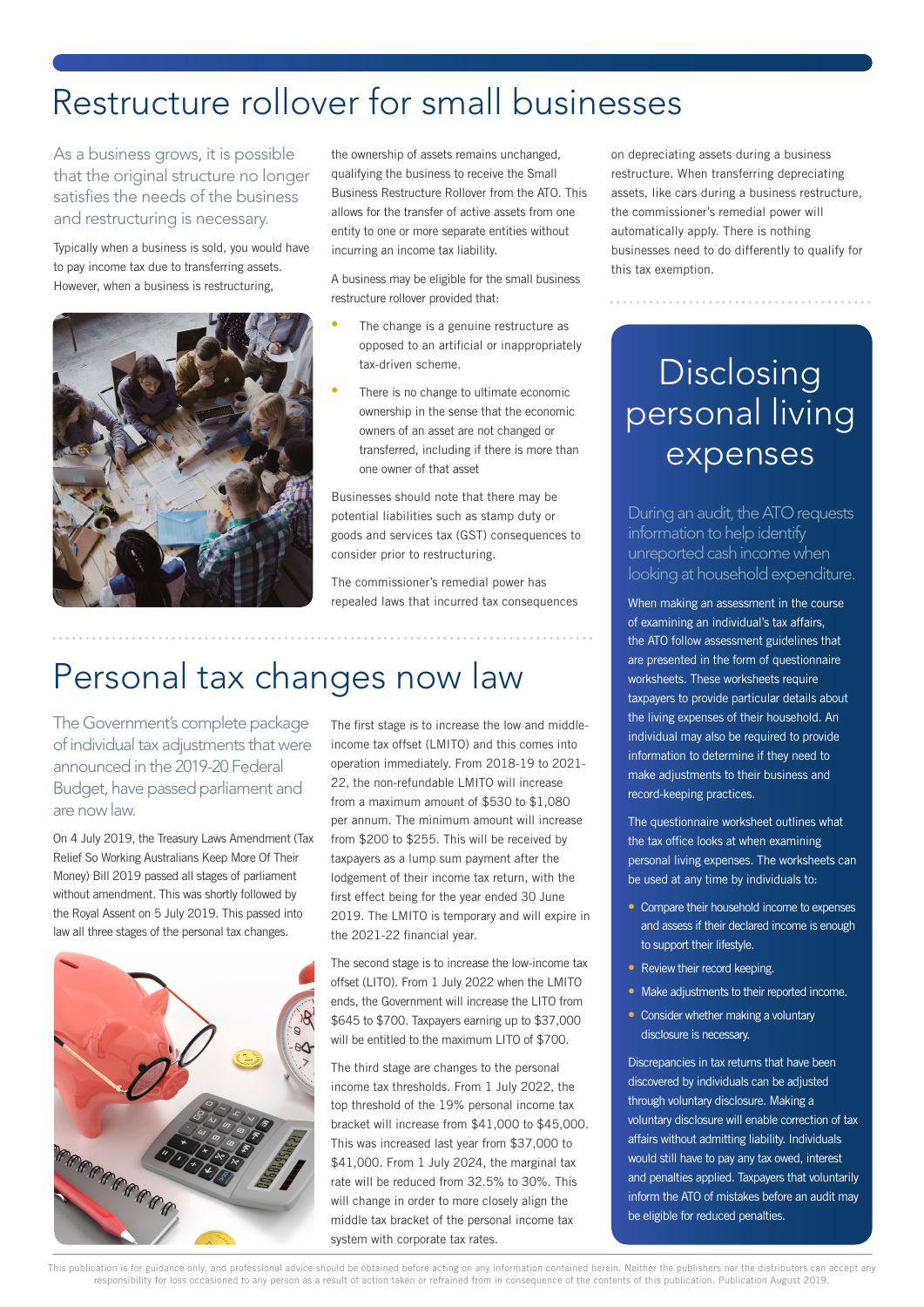# Restructure rollover for small businesses

As a business grows, it is possible that the original structure no longer satisfies the needs of the business and restructuring is necessary.

Typically when a business is sold, you would have to pay income tax due to transferring assets. However, when a business is restructuring, the ownership of assets remains unchanged, qualifying the business to receive the Small Business Restructure Rollover from the ATO. This allows for the transfer of active assets from one entity to one or more separate entities without incurring an income tax liability.

A business may be eligible for the small business restructure rollover provided that:

- The change is a genuine restructure as opposed to an artificial or inappropriately tax-driven scheme.
- There is no change to ultimate economic ownership in the sense that the economic owners of an asset are not changed or transferred, including if there is more than one owner of that asset

Businesses should note that there may be potential liabilities such as stamp duty or goods and services tax (GST) consequences to consider prior to restructuring.

The commissioner's remedial power has repealed laws that incurred tax consequences on depreciating assets during a business restructure. When transferring depreciating assets, like cars during a business restructure, the commissioner's remedial power will automatically apply. There is nothing businesses need to do differently to qualify for this tax exemption.

# Personal tax changes now law

The Government's complete package of individual tax adjustments that were announced in the 2019-20 Federal Budget, have passed parliament and are now law.

On 4 July 2019, the Treasury Laws Amendment (Tax Relief So Working Australians Keep More Of Their Money) Bill 2019 passed all stages of parliament without amendment. This was shortly followed by the Royal Assent on 5 July 2019. This passed into law all three stages of the personal tax changes.

The first stage is to increase the low and middle-income tax offset (LMITO) and this comes into operation immediately. From 2018-19 to 2021-22, the non-refundable LMITO will increase from a maximum amount of $530 to $1,080 per annum. The minimum amount will increase from $200 to $255. This will be received by taxpayers as a lump sum payment after the lodgement of their income tax return, with the first effect being for the year ended 30 June 2019. The LMITO is temporary and will expire in the 2021-22 financial year.

The second stage is to increase the low-income tax offset (LITO). From 1 July 2022 when the LMITO ends, the Government will increase the LITO from $645 to $700. Taxpayers earning up to $37,000 will be entitled to the maximum LITO of $700.

The third stage are changes to the personal income tax thresholds. From 1 July 2022, the top threshold of the 19% personal income tax bracket will increase from $41,000 to $45,000. This was increased last year from $37,000 to $41,000. From 1 July 2024, the marginal tax rate will be reduced from 32.5% to 30%. This will change in order to more closely align the middle tax bracket of the personal income tax system with corporate tax rates.

# Disclosing personal living expenses

During an audit, the ATO requests information to help identify unreported cash income when looking at household expenditure.

When making an assessment in the course of examining an individual's tax affairs, the ATO follow assessment guidelines that are presented in the form of questionnaire worksheets. These worksheets require taxpayers to provide particular details about the living expenses of their household. An individual may also be required to provide information to determine if they need to make adjustments to their business and record-keeping practices.

The questionnaire worksheet outlines what the tax office looks at when examining personal living expenses. The worksheets can be used at any time by individuals to:

- Compare their household income to expenses and assess if their declared income is enough to support their lifestyle.
- Review their record keeping.
- Make adjustments to their reported income.
- Consider whether making a voluntary disclosure is necessary.

Discrepancies in tax returns that have been discovered by individuals can be adjusted through voluntary disclosure. Making a voluntary disclosure will enable correction of tax affairs without admitting liability. Individuals would still have to pay any tax owed, interest and penalties applied. Taxpayers that voluntarily inform the ATO of mistakes before an audit may be eligible for reduced penalties.

This publication is for guidance only, and professional advice should be obtained before acting on any information contained herein. Neither the publishers nor the distributors can accept any responsibility for loss occasioned to any person as a result of action taken or refrained from in consequence of the contents of this publication. Publication August 2019.